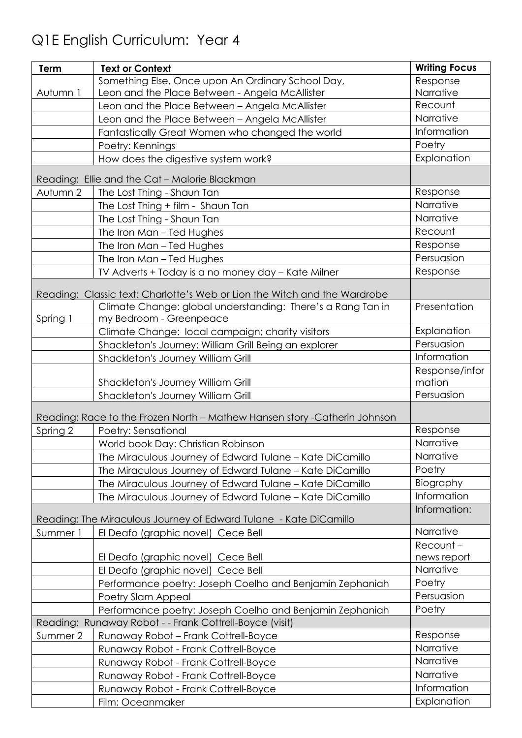# Q1E English Curriculum: Year 4

| Term | Text or Context | Writing Focus |
|---|---|---|
| Autumn 1 | Something Else, Once upon An Ordinary School Day, Leon and the Place Between - Angela McAllister | Response Narrative |
| | Leon and the Place Between – Angela McAllister | Recount |
| | Leon and the Place Between – Angela McAllister | Narrative |
| | Fantastically Great Women who changed the world | Information |
| | Poetry: Kennings | Poetry |
| | How does the digestive system work? | Explanation |
| Reading: Ellie and the Cat – Malorie Blackman | | |
| Autumn 2 | The Lost Thing - Shaun Tan | Response |
| | The Lost Thing + film - Shaun Tan | Narrative |
| | The Lost Thing - Shaun Tan | Narrative |
| | The Iron Man – Ted Hughes | Recount |
| | The Iron Man – Ted Hughes | Response |
| | The Iron Man – Ted Hughes | Persuasion |
| | TV Adverts + Today is a no money day – Kate Milner | Response |
| Reading: Classic text: Charlotte's Web or Lion the Witch and the Wardrobe | | |
| Spring 1 | Climate Change: global understanding: There's a Rang Tan in my Bedroom - Greenpeace | Presentation |
| | Climate Change: local campaign; charity visitors | Explanation |
| | Shackleton's Journey: William Grill Being an explorer | Persuasion |
| | Shackleton's Journey William Grill | Information |
| | Shackleton's Journey William Grill | Response/information |
| | Shackleton's Journey William Grill | Persuasion |
| Reading: Race to the Frozen North – Mathew Hansen story -Catherin Johnson | | |
| Spring 2 | Poetry: Sensational | Response |
| | World book Day: Christian Robinson | Narrative |
| | The Miraculous Journey of Edward Tulane – Kate DiCamillo | Narrative |
| | The Miraculous Journey of Edward Tulane – Kate DiCamillo | Poetry |
| | The Miraculous Journey of Edward Tulane – Kate DiCamillo | Biography |
| | The Miraculous Journey of Edward Tulane – Kate DiCamillo | Information |
| Reading: The Miraculous Journey of Edward Tulane - Kate DiCamillo | | Information: |
| Summer 1 | El Deafo (graphic novel) Cece Bell | Narrative |
| | El Deafo (graphic novel) Cece Bell | Recount – news report |
| | El Deafo (graphic novel) Cece Bell | Narrative |
| | Performance poetry: Joseph Coelho and Benjamin Zephaniah | Poetry |
| | Poetry Slam Appeal | Persuasion |
| | Performance poetry: Joseph Coelho and Benjamin Zephaniah | Poetry |
| Reading: Runaway Robot - - Frank Cottrell-Boyce (visit) | | |
| Summer 2 | Runaway Robot – Frank Cottrell-Boyce | Response |
| | Runaway Robot - Frank Cottrell-Boyce | Narrative |
| | Runaway Robot - Frank Cottrell-Boyce | Narrative |
| | Runaway Robot - Frank Cottrell-Boyce | Narrative |
| | Runaway Robot - Frank Cottrell-Boyce | Information |
| | Film: Oceanmaker | Explanation |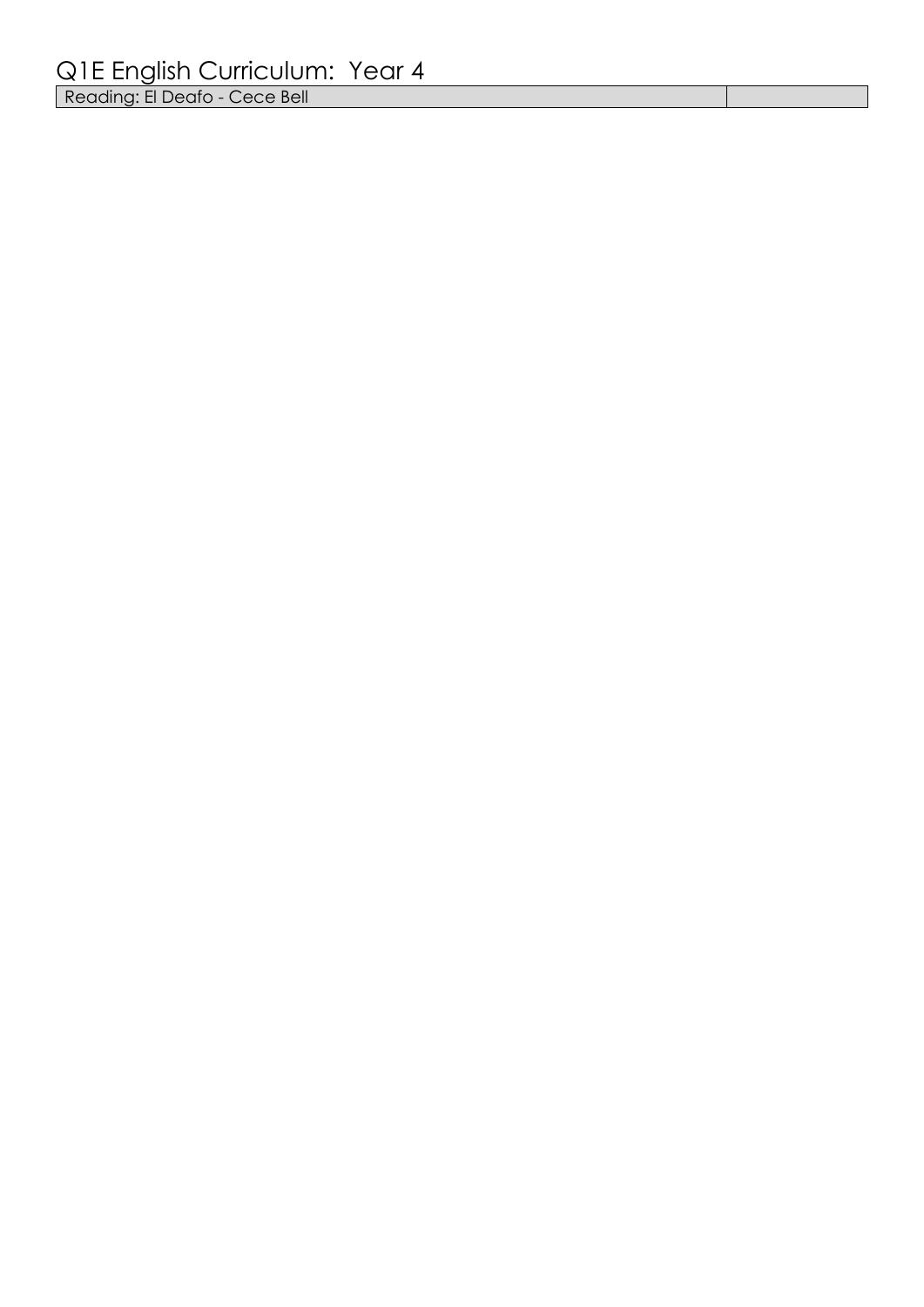# Q1E English Curriculum: Year 4

| | |
|---|---|
| Reading: El Deafo - Cece Bell | |